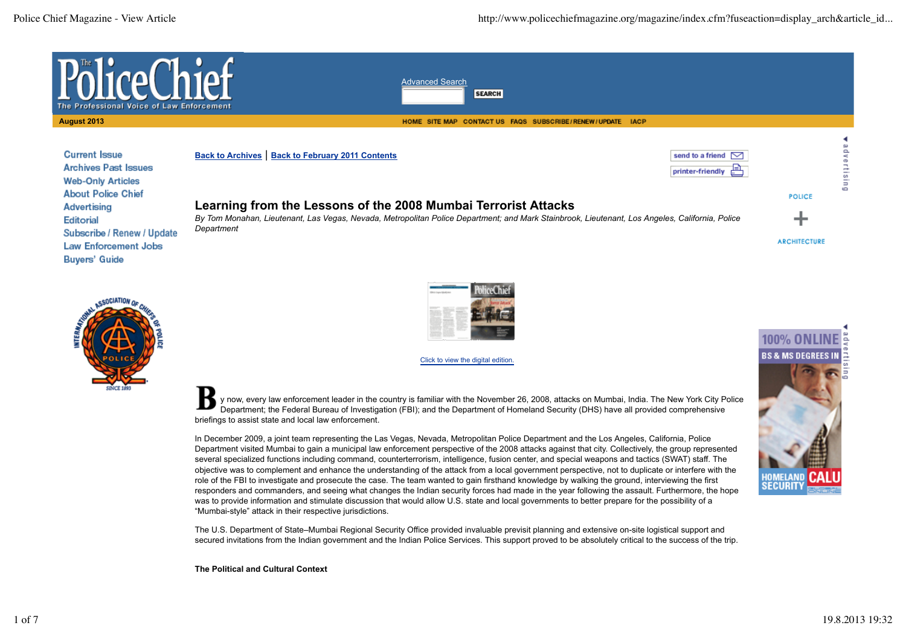# Learning from the Lessons of the 2008 Mumbai Terrorist Attacks

*By Tom Monahan, Lieutenant, Las Vegas, Nevada, Metropolitan Police Department; and Mark Stainbrook, Lieutenant, Los Angeles, California, Police Department*

By now, every law enforcement leader in the country is familiar with the November 26, 2008, attacks on Mumbai, India. The New York City Police Department; the Federal Bureau of Investigation (FBI); and the Department of Homeland Security (DHS) have all provided comprehensive briefings to assist state and local law enforcement.

In December 2009, a joint team representing the Las Vegas, Nevada, Metropolitan Police Department and the Los Angeles, California, Police Department visited Mumbai to gain a municipal law enforcement perspective of the 2008 attacks against that city. Collectively, the group represented several specialized functions including command, counterterrorism, intelligence, fusion center, and special weapons and tactics (SWAT) staff. The objective was to complement and enhance the understanding of the attack from a local government perspective, not to duplicate or interfere with the role of the FBI to investigate and prosecute the case. The team wanted to gain firsthand knowledge by walking the ground, interviewing the first responders and commanders, and seeing what changes the Indian security forces had made in the year following the assault. Furthermore, the hope was to provide information and stimulate discussion that would allow U.S. state and local governments to better prepare for the possibility of a "Mumbai-style" attack in their respective jurisdictions.

The U.S. Department of State–Mumbai Regional Security Office provided invaluable previsit planning and extensive on-site logistical support and secured invitations from the Indian government and the Indian Police Services. This support proved to be absolutely critical to the success of the trip.

**The Political and Cultural Context**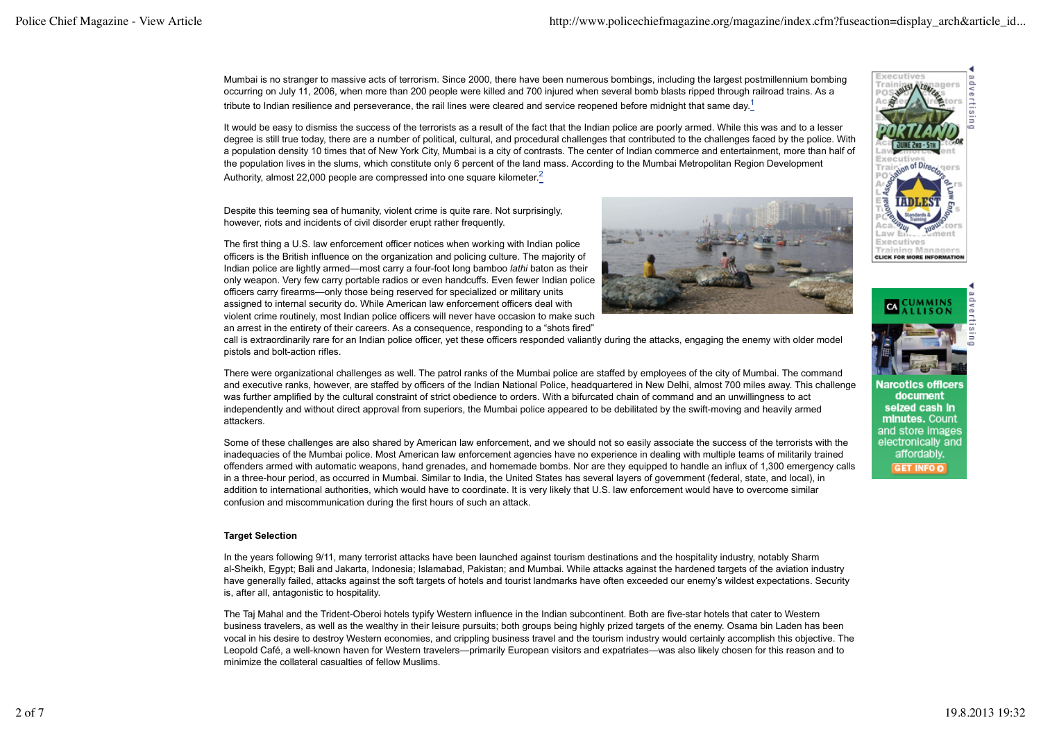Mumbai is no stranger to massive acts of terrorism. Since 2000, there have been numerous bombings, including the largest postmillennium bombing occurring on July 11, 2006, when more than 200 people were killed and 700 injured when several bomb blasts ripped through railroad trains. As a tribute to Indian resilience and perseverance, the rail lines were cleared and service reopened before midnight that same day.[1]

It would be easy to dismiss the success of the terrorists as a result of the fact that the Indian police are poorly armed. While this was and to a lesser degree is still true today, there are a number of political, cultural, and procedural challenges that contributed to the challenges faced by the police. With a population density 10 times that of New York City, Mumbai is a city of contrasts. The center of Indian commerce and entertainment, more than half of the population lives in the slums, which constitute only 6 percent of the land mass. According to the Mumbai Metropolitan Region Development Authority, almost 22,000 people are compressed into one square kilometer.[2]

Despite this teeming sea of humanity, violent crime is quite rare. Not surprisingly, however, riots and incidents of civil disorder erupt rather frequently.

The first thing a U.S. law enforcement officer notices when working with Indian police officers is the British influence on the organization and policing culture. The majority of Indian police are lightly armed—most carry a four-foot long bamboo *lathi* baton as their only weapon. Very few carry portable radios or even handcuffs. Even fewer Indian police officers carry firearms—only those being reserved for specialized or military units assigned to internal security do. While American law enforcement officers deal with violent crime routinely, most Indian police officers will never have occasion to make such an arrest in the entirety of their careers. As a consequence, responding to a "shots fired" call is extraordinarily rare for an Indian police officer, yet these officers responded valiantly during the attacks, engaging the enemy with older model pistols and bolt-action rifles.

There were organizational challenges as well. The patrol ranks of the Mumbai police are staffed by employees of the city of Mumbai. The command and executive ranks, however, are staffed by officers of the Indian National Police, headquartered in New Delhi, almost 700 miles away. This challenge was further amplified by the cultural constraint of strict obedience to orders. With a bifurcated chain of command and an unwillingness to act independently and without direct approval from superiors, the Mumbai police appeared to be debilitated by the swift-moving and heavily armed attackers.

Some of these challenges are also shared by American law enforcement, and we should not so easily associate the success of the terrorists with the inadequacies of the Mumbai police. Most American law enforcement agencies have no experience in dealing with multiple teams of militarily trained offenders armed with automatic weapons, hand grenades, and homemade bombs. Nor are they equipped to handle an influx of 1,300 emergency calls in a three-hour period, as occurred in Mumbai. Similar to India, the United States has several layers of government (federal, state, and local), in addition to international authorities, which would have to coordinate. It is very likely that U.S. law enforcement would have to overcome similar confusion and miscommunication during the first hours of such an attack.

**Target Selection**

In the years following 9/11, many terrorist attacks have been launched against tourism destinations and the hospitality industry, notably Sharm al-Sheikh, Egypt; Bali and Jakarta, Indonesia; Islamabad, Pakistan; and Mumbai. While attacks against the hardened targets of the aviation industry have generally failed, attacks against the soft targets of hotels and tourist landmarks have often exceeded our enemy's wildest expectations. Security is, after all, antagonistic to hospitality.

The Taj Mahal and the Trident-Oberoi hotels typify Western influence in the Indian subcontinent. Both are five-star hotels that cater to Western business travelers, as well as the wealthy in their leisure pursuits; both groups being highly prized targets of the enemy. Osama bin Laden has been vocal in his desire to destroy Western economies, and crippling business travel and the tourism industry would certainly accomplish this objective. The Leopold Café, a well-known haven for Western travelers—primarily European visitors and expatriates—was also likely chosen for this reason and to minimize the collateral casualties of fellow Muslims.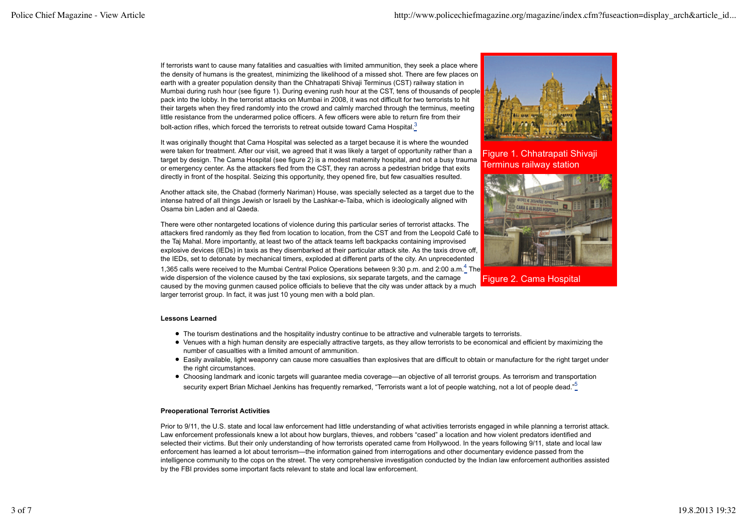If terrorists want to cause many fatalities and casualties with limited ammunition, they seek a place where the density of humans is the greatest, minimizing the likelihood of a missed shot. There are few places on earth with a greater population density than the Chhatrapati Shivaji Terminus (CST) railway station in Mumbai during rush hour (see figure 1). During evening rush hour at the CST, tens of thousands of people pack into the lobby. In the terrorist attacks on Mumbai in 2008, it was not difficult for two terrorists to hit their targets when they fired randomly into the crowd and calmly marched through the terminus, meeting little resistance from the underarmed police officers. A few officers were able to return fire from their bolt-action rifles, which forced the terrorists to retreat outside toward Cama Hospital.[3]

Figure 1. Chhatrapati Shivaji Terminus railway station

Figure 2. Cama Hospital

It was originally thought that Cama Hospital was selected as a target because it is where the wounded were taken for treatment. After our visit, we agreed that it was likely a target of opportunity rather than a target by design. The Cama Hospital (see figure 2) is a modest maternity hospital, and not a busy trauma or emergency center. As the attackers fled from the CST, they ran across a pedestrian bridge that exits directly in front of the hospital. Seizing this opportunity, they opened fire, but few casualties resulted.

Another attack site, the Chabad (formerly Nariman) House, was specially selected as a target due to the intense hatred of all things Jewish or Israeli by the Lashkar-e-Taiba, which is ideologically aligned with Osama bin Laden and al Qaeda.

There were other nontargeted locations of violence during this particular series of terrorist attacks. The attackers fired randomly as they fled from location to location, from the CST and from the Leopold Café to the Taj Mahal. More importantly, at least two of the attack teams left backpacks containing improvised explosive devices (IEDs) in taxis as they disembarked at their particular attack site. As the taxis drove off, the IEDs, set to detonate by mechanical timers, exploded at different parts of the city. An unprecedented 1,365 calls were received to the Mumbai Central Police Operations between 9:30 p.m. and 2:00 a.m.[4] The wide dispersion of the violence caused by the taxi explosions, six separate targets, and the carnage caused by the moving gunmen caused police officials to believe that the city was under attack by a much larger terrorist group. In fact, it was just 10 young men with a bold plan.

**Lessons Learned**

- The tourism destinations and the hospitality industry continue to be attractive and vulnerable targets to terrorists.
- Venues with a high human density are especially attractive targets, as they allow terrorists to be economical and efficient by maximizing the number of casualties with a limited amount of ammunition.
- Easily available, light weaponry can cause more casualties than explosives that are difficult to obtain or manufacture for the right target under the right circumstances.
- Choosing landmark and iconic targets will guarantee media coverage—an objective of all terrorist groups. As terrorism and transportation security expert Brian Michael Jenkins has frequently remarked, "Terrorists want a lot of people watching, not a lot of people dead."[5]

**Preoperational Terrorist Activities**

Prior to 9/11, the U.S. state and local law enforcement had little understanding of what activities terrorists engaged in while planning a terrorist attack. Law enforcement professionals knew a lot about how burglars, thieves, and robbers "cased" a location and how violent predators identified and selected their victims. But their only understanding of how terrorists operated came from Hollywood. In the years following 9/11, state and local law enforcement has learned a lot about terrorism—the information gained from interrogations and other documentary evidence passed from the intelligence community to the cops on the street. The very comprehensive investigation conducted by the Indian law enforcement authorities assisted by the FBI provides some important facts relevant to state and local law enforcement.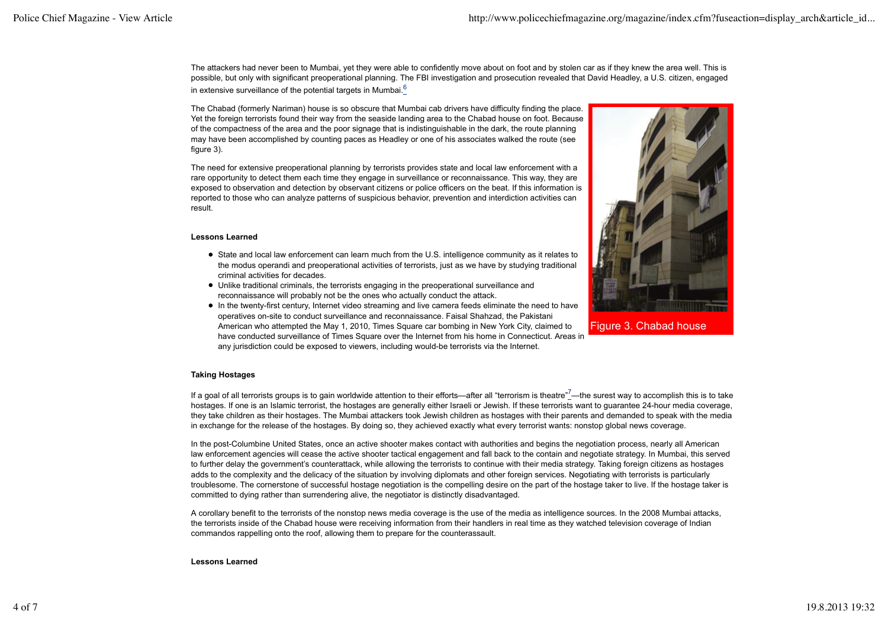The attackers had never been to Mumbai, yet they were able to confidently move about on foot and by stolen car as if they knew the area well. This is possible, but only with significant preoperational planning. The FBI investigation and prosecution revealed that David Headley, a U.S. citizen, engaged in extensive surveillance of the potential targets in Mumbai.[6]

The Chabad (formerly Nariman) house is so obscure that Mumbai cab drivers have difficulty finding the place. Yet the foreign terrorists found their way from the seaside landing area to the Chabad house on foot. Because of the compactness of the area and the poor signage that is indistinguishable in the dark, the route planning may have been accomplished by counting paces as Headley or one of his associates walked the route (see figure 3).

Figure 3. Chabad house

The need for extensive preoperational planning by terrorists provides state and local law enforcement with a rare opportunity to detect them each time they engage in surveillance or reconnaissance. This way, they are exposed to observation and detection by observant citizens or police officers on the beat. If this information is reported to those who can analyze patterns of suspicious behavior, prevention and interdiction activities can result.

**Lessons Learned**

- State and local law enforcement can learn much from the U.S. intelligence community as it relates to the modus operandi and preoperational activities of terrorists, just as we have by studying traditional criminal activities for decades.
- Unlike traditional criminals, the terrorists engaging in the preoperational surveillance and reconnaissance will probably not be the ones who actually conduct the attack.
- In the twenty-first century, Internet video streaming and live camera feeds eliminate the need to have operatives on-site to conduct surveillance and reconnaissance. Faisal Shahzad, the Pakistani American who attempted the May 1, 2010, Times Square car bombing in New York City, claimed to have conducted surveillance of Times Square over the Internet from his home in Connecticut. Areas in any jurisdiction could be exposed to viewers, including would-be terrorists via the Internet.

**Taking Hostages**

If a goal of all terrorists groups is to gain worldwide attention to their efforts—after all "terrorism is theatre"[7]—the surest way to accomplish this is to take hostages. If one is an Islamic terrorist, the hostages are generally either Israeli or Jewish. If these terrorists want to guarantee 24-hour media coverage, they take children as their hostages. The Mumbai attackers took Jewish children as hostages with their parents and demanded to speak with the media in exchange for the release of the hostages. By doing so, they achieved exactly what every terrorist wants: nonstop global news coverage.

In the post-Columbine United States, once an active shooter makes contact with authorities and begins the negotiation process, nearly all American law enforcement agencies will cease the active shooter tactical engagement and fall back to the contain and negotiate strategy. In Mumbai, this served to further delay the government's counterattack, while allowing the terrorists to continue with their media strategy. Taking foreign citizens as hostages adds to the complexity and the delicacy of the situation by involving diplomats and other foreign services. Negotiating with terrorists is particularly troublesome. The cornerstone of successful hostage negotiation is the compelling desire on the part of the hostage taker to live. If the hostage taker is committed to dying rather than surrendering alive, the negotiator is distinctly disadvantaged.

A corollary benefit to the terrorists of the nonstop news media coverage is the use of the media as intelligence sources. In the 2008 Mumbai attacks, the terrorists inside of the Chabad house were receiving information from their handlers in real time as they watched television coverage of Indian commandos rappelling onto the roof, allowing them to prepare for the counterassault.

**Lessons Learned**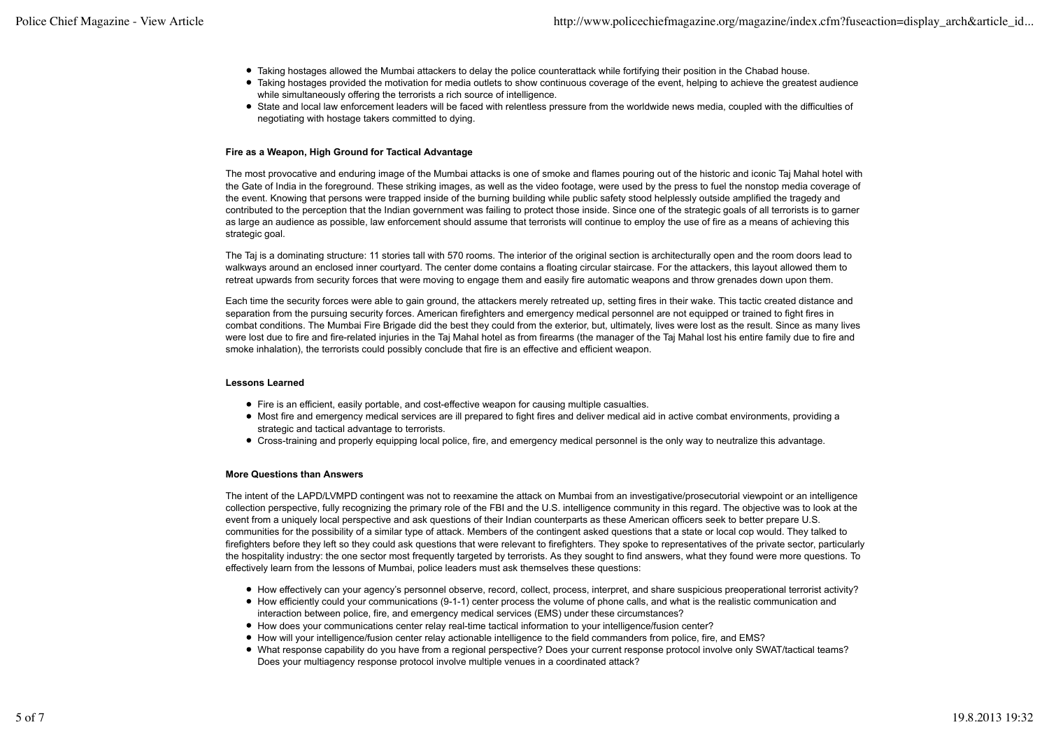- Taking hostages allowed the Mumbai attackers to delay the police counterattack while fortifying their position in the Chabad house.
- Taking hostages provided the motivation for media outlets to show continuous coverage of the event, helping to achieve the greatest audience while simultaneously offering the terrorists a rich source of intelligence.
- State and local law enforcement leaders will be faced with relentless pressure from the worldwide news media, coupled with the difficulties of negotiating with hostage takers committed to dying.

**Fire as a Weapon, High Ground for Tactical Advantage**

The most provocative and enduring image of the Mumbai attacks is one of smoke and flames pouring out of the historic and iconic Taj Mahal hotel with the Gate of India in the foreground. These striking images, as well as the video footage, were used by the press to fuel the nonstop media coverage of the event. Knowing that persons were trapped inside of the burning building while public safety stood helplessly outside amplified the tragedy and contributed to the perception that the Indian government was failing to protect those inside. Since one of the strategic goals of all terrorists is to garner as large an audience as possible, law enforcement should assume that terrorists will continue to employ the use of fire as a means of achieving this strategic goal.

The Taj is a dominating structure: 11 stories tall with 570 rooms. The interior of the original section is architecturally open and the room doors lead to walkways around an enclosed inner courtyard. The center dome contains a floating circular staircase. For the attackers, this layout allowed them to retreat upwards from security forces that were moving to engage them and easily fire automatic weapons and throw grenades down upon them.

Each time the security forces were able to gain ground, the attackers merely retreated up, setting fires in their wake. This tactic created distance and separation from the pursuing security forces. American firefighters and emergency medical personnel are not equipped or trained to fight fires in combat conditions. The Mumbai Fire Brigade did the best they could from the exterior, but, ultimately, lives were lost as the result. Since as many lives were lost due to fire and fire-related injuries in the Taj Mahal hotel as from firearms (the manager of the Taj Mahal lost his entire family due to fire and smoke inhalation), the terrorists could possibly conclude that fire is an effective and efficient weapon.

**Lessons Learned**

- Fire is an efficient, easily portable, and cost-effective weapon for causing multiple casualties.
- Most fire and emergency medical services are ill prepared to fight fires and deliver medical aid in active combat environments, providing a strategic and tactical advantage to terrorists.
- Cross-training and properly equipping local police, fire, and emergency medical personnel is the only way to neutralize this advantage.

**More Questions than Answers**

The intent of the LAPD/LVMPD contingent was not to reexamine the attack on Mumbai from an investigative/prosecutorial viewpoint or an intelligence collection perspective, fully recognizing the primary role of the FBI and the U.S. intelligence community in this regard. The objective was to look at the event from a uniquely local perspective and ask questions of their Indian counterparts as these American officers seek to better prepare U.S. communities for the possibility of a similar type of attack. Members of the contingent asked questions that a state or local cop would. They talked to firefighters before they left so they could ask questions that were relevant to firefighters. They spoke to representatives of the private sector, particularly the hospitality industry: the one sector most frequently targeted by terrorists. As they sought to find answers, what they found were more questions. To effectively learn from the lessons of Mumbai, police leaders must ask themselves these questions:

- How effectively can your agency's personnel observe, record, collect, process, interpret, and share suspicious preoperational terrorist activity?
- How efficiently could your communications (9-1-1) center process the volume of phone calls, and what is the realistic communication and interaction between police, fire, and emergency medical services (EMS) under these circumstances?
- How does your communications center relay real-time tactical information to your intelligence/fusion center?
- How will your intelligence/fusion center relay actionable intelligence to the field commanders from police, fire, and EMS?
- What response capability do you have from a regional perspective? Does your current response protocol involve only SWAT/tactical teams? Does your multiagency response protocol involve multiple venues in a coordinated attack?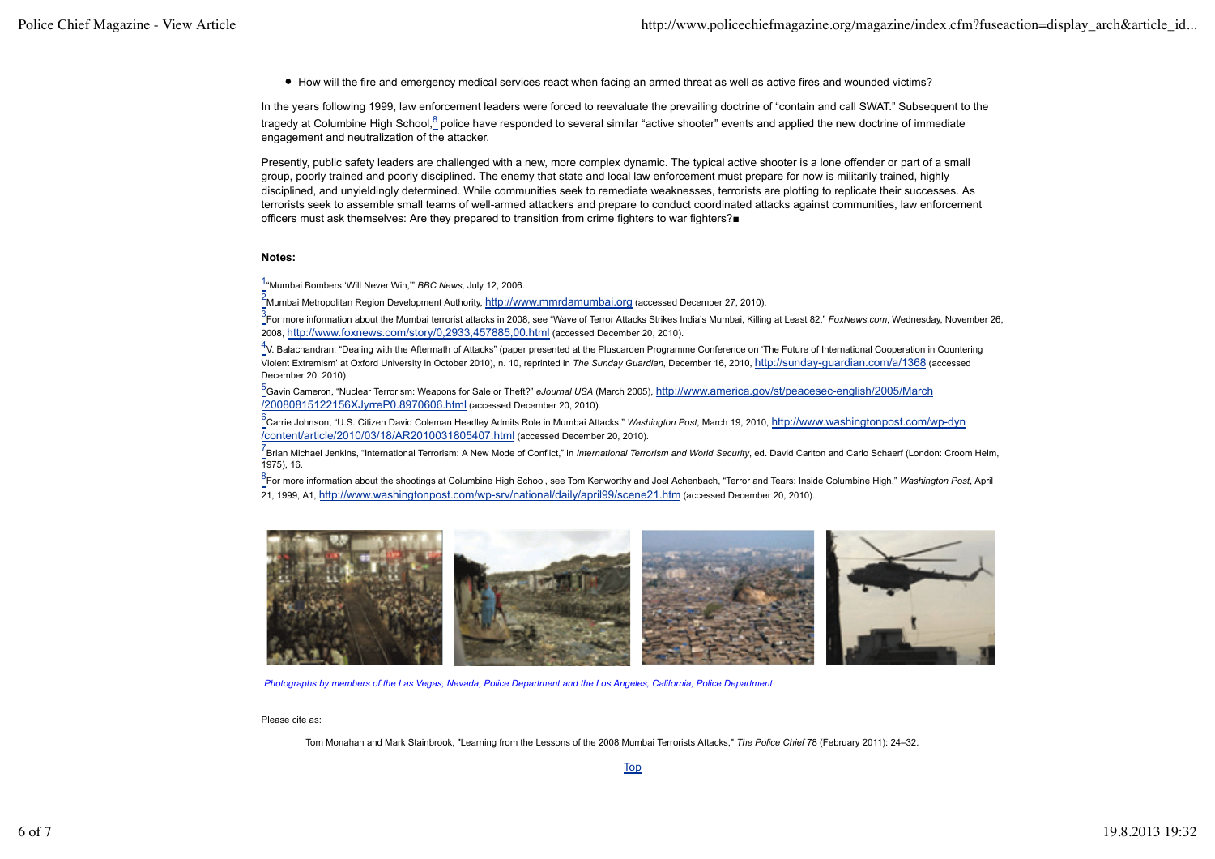- How will the fire and emergency medical services react when facing an armed threat as well as active fires and wounded victims?

In the years following 1999, law enforcement leaders were forced to reevaluate the prevailing doctrine of "contain and call SWAT." Subsequent to the tragedy at Columbine High School,[8] police have responded to several similar "active shooter" events and applied the new doctrine of immediate engagement and neutralization of the attacker.

Presently, public safety leaders are challenged with a new, more complex dynamic. The typical active shooter is a lone offender or part of a small group, poorly trained and poorly disciplined. The enemy that state and local law enforcement must prepare for now is militarily trained, highly disciplined, and unyieldingly determined. While communities seek to remediate weaknesses, terrorists are plotting to replicate their successes. As terrorists seek to assemble small teams of well-armed attackers and prepare to conduct coordinated attacks against communities, law enforcement officers must ask themselves: Are they prepared to transition from crime fighters to war fighters?■

**Notes:**

[1] "Mumbai Bombers 'Will Never Win,'" *BBC News*, July 12, 2006.

[2] Mumbai Metropolitan Region Development Authority, http://www.mmrdamumbai.org (accessed December 27, 2010).

[3] For more information about the Mumbai terrorist attacks in 2008, see "Wave of Terror Attacks Strikes India's Mumbai, Killing at Least 82," *FoxNews.com*, Wednesday, November 26, 2008, http://www.foxnews.com/story/0,2933,457885,00.html (accessed December 20, 2010).

[4] V. Balachandran, "Dealing with the Aftermath of Attacks" (paper presented at the Pluscarden Programme Conference on 'The Future of International Cooperation in Countering Violent Extremism' at Oxford University in October 2010), n. 10, reprinted in *The Sunday Guardian*, December 16, 2010, http://sunday-guardian.com/a/1368 (accessed December 20, 2010).

[5] Gavin Cameron, "Nuclear Terrorism: Weapons for Sale or Theft?" *eJournal USA* (March 2005), http://www.america.gov/st/peacesec-english/2005/March/20080815122156XJyrreP0.8970606.html (accessed December 20, 2010).

[6] Carrie Johnson, "U.S. Citizen David Coleman Headley Admits Role in Mumbai Attacks," *Washington Post*, March 19, 2010, http://www.washingtonpost.com/wp-dyn/content/article/2010/03/18/AR2010031805407.html (accessed December 20, 2010).

[7] Brian Michael Jenkins, "International Terrorism: A New Mode of Conflict," in *International Terrorism and World Security*, ed. David Carlton and Carlo Schaerf (London: Croom Helm, 1975), 16.

[8] For more information about the shootings at Columbine High School, see Tom Kenworthy and Joel Achenbach, "Terror and Tears: Inside Columbine High," *Washington Post*, April 21, 1999, A1, http://www.washingtonpost.com/wp-srv/national/daily/april99/scene21.htm (accessed December 20, 2010).

*Photographs by members of the Las Vegas, Nevada, Police Department and the Los Angeles, California, Police Department*

Please cite as:

Tom Monahan and Mark Stainbrook, "Learning from the Lessons of the 2008 Mumbai Terrorists Attacks," *The Police Chief* 78 (February 2011): 24–32.

Top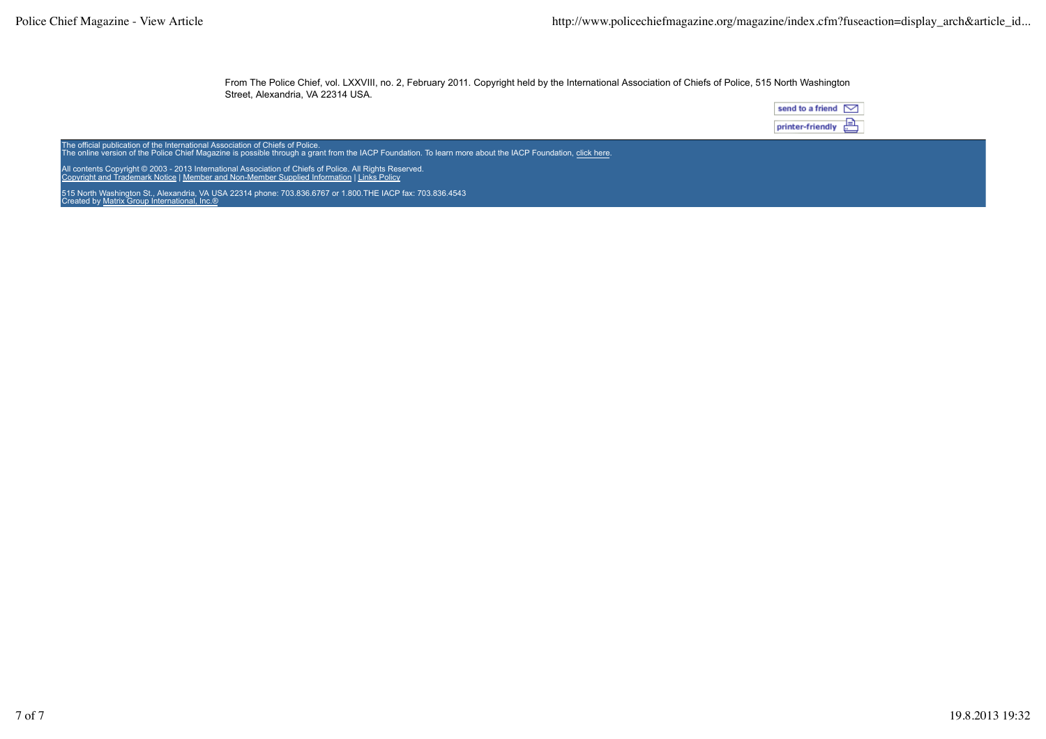From The Police Chief, vol. LXXVIII, no. 2, February 2011. Copyright held by the International Association of Chiefs of Police, 515 North Washington Street, Alexandria, VA 22314 USA.

send to a friend

printer-friendly

The official publication of the International Association of Chiefs of Police.
The online version of the Police Chief Magazine is possible through a grant from the IACP Foundation. To learn more about the IACP Foundation, click here.

All contents Copyright © 2003 - 2013 International Association of Chiefs of Police. All Rights Reserved.
Copyright and Trademark Notice | Member and Non-Member Supplied Information | Links Policy

515 North Washington St., Alexandria, VA USA 22314 phone: 703.836.6767 or 1.800.THE IACP fax: 703.836.4543
Created by Matrix Group International, Inc.®